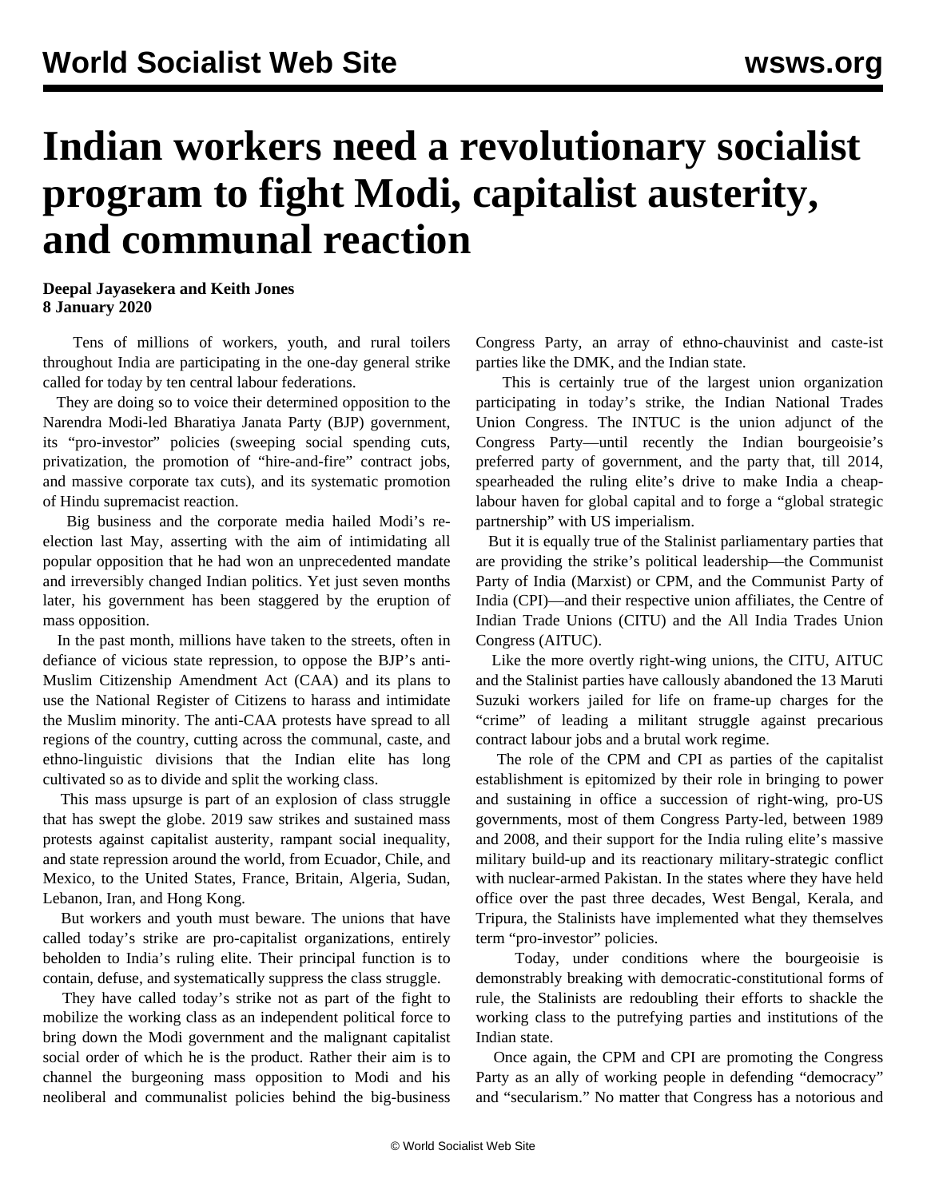# Indian workers need a revolutionary socialist program to fight Modi, capitalist austerity, and communal reaction

**Deepal Jayasekera and Keith Jones**
**8 January 2020**

Tens of millions of workers, youth, and rural toilers throughout India are participating in the one-day general strike called for today by ten central labour federations.

They are doing so to voice their determined opposition to the Narendra Modi-led Bharatiya Janata Party (BJP) government, its "pro-investor" policies (sweeping social spending cuts, privatization, the promotion of "hire-and-fire" contract jobs, and massive corporate tax cuts), and its systematic promotion of Hindu supremacist reaction.

Big business and the corporate media hailed Modi's re-election last May, asserting with the aim of intimidating all popular opposition that he had won an unprecedented mandate and irreversibly changed Indian politics. Yet just seven months later, his government has been staggered by the eruption of mass opposition.

In the past month, millions have taken to the streets, often in defiance of vicious state repression, to oppose the BJP's anti-Muslim Citizenship Amendment Act (CAA) and its plans to use the National Register of Citizens to harass and intimidate the Muslim minority. The anti-CAA protests have spread to all regions of the country, cutting across the communal, caste, and ethno-linguistic divisions that the Indian elite has long cultivated so as to divide and split the working class.

This mass upsurge is part of an explosion of class struggle that has swept the globe. 2019 saw strikes and sustained mass protests against capitalist austerity, rampant social inequality, and state repression around the world, from Ecuador, Chile, and Mexico, to the United States, France, Britain, Algeria, Sudan, Lebanon, Iran, and Hong Kong.

But workers and youth must beware. The unions that have called today's strike are pro-capitalist organizations, entirely beholden to India's ruling elite. Their principal function is to contain, defuse, and systematically suppress the class struggle.

They have called today's strike not as part of the fight to mobilize the working class as an independent political force to bring down the Modi government and the malignant capitalist social order of which he is the product. Rather their aim is to channel the burgeoning mass opposition to Modi and his neoliberal and communalist policies behind the big-business Congress Party, an array of ethno-chauvinist and caste-ist parties like the DMK, and the Indian state.

This is certainly true of the largest union organization participating in today's strike, the Indian National Trades Union Congress. The INTUC is the union adjunct of the Congress Party—until recently the Indian bourgeoisie's preferred party of government, and the party that, till 2014, spearheaded the ruling elite's drive to make India a cheap-labour haven for global capital and to forge a "global strategic partnership" with US imperialism.

But it is equally true of the Stalinist parliamentary parties that are providing the strike's political leadership—the Communist Party of India (Marxist) or CPM, and the Communist Party of India (CPI)—and their respective union affiliates, the Centre of Indian Trade Unions (CITU) and the All India Trades Union Congress (AITUC).

Like the more overtly right-wing unions, the CITU, AITUC and the Stalinist parties have callously abandoned the 13 Maruti Suzuki workers jailed for life on frame-up charges for the "crime" of leading a militant struggle against precarious contract labour jobs and a brutal work regime.

The role of the CPM and CPI as parties of the capitalist establishment is epitomized by their role in bringing to power and sustaining in office a succession of right-wing, pro-US governments, most of them Congress Party-led, between 1989 and 2008, and their support for the India ruling elite's massive military build-up and its reactionary military-strategic conflict with nuclear-armed Pakistan. In the states where they have held office over the past three decades, West Bengal, Kerala, and Tripura, the Stalinists have implemented what they themselves term "pro-investor" policies.

Today, under conditions where the bourgeoisie is demonstrably breaking with democratic-constitutional forms of rule, the Stalinists are redoubling their efforts to shackle the working class to the putrefying parties and institutions of the Indian state.

Once again, the CPM and CPI are promoting the Congress Party as an ally of working people in defending "democracy" and "secularism." No matter that Congress has a notorious and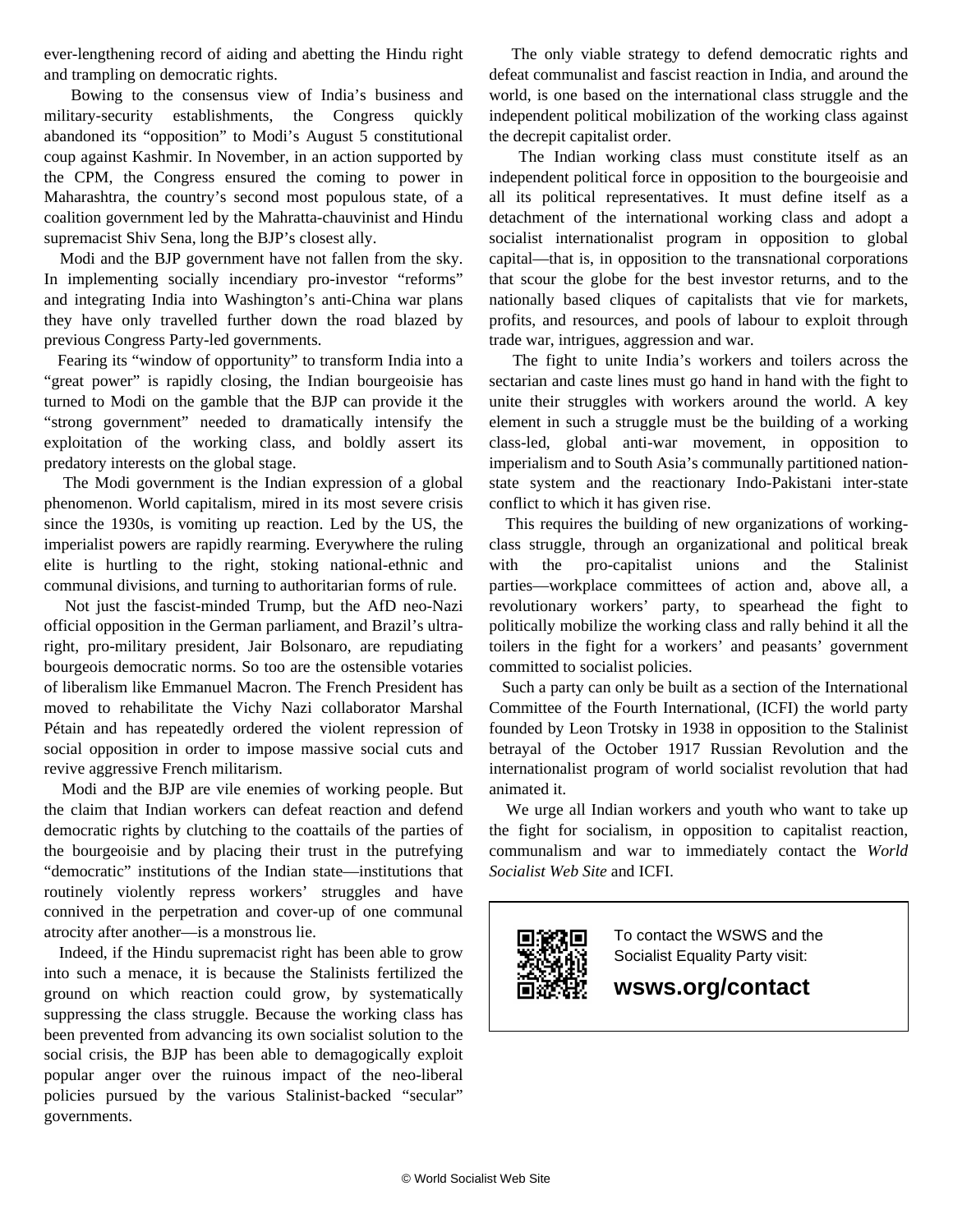ever-lengthening record of aiding and abetting the Hindu right and trampling on democratic rights.

Bowing to the consensus view of India's business and military-security establishments, the Congress quickly abandoned its "opposition" to Modi's August 5 constitutional coup against Kashmir. In November, in an action supported by the CPM, the Congress ensured the coming to power in Maharashtra, the country's second most populous state, of a coalition government led by the Mahratta-chauvinist and Hindu supremacist Shiv Sena, long the BJP's closest ally.

Modi and the BJP government have not fallen from the sky. In implementing socially incendiary pro-investor "reforms" and integrating India into Washington's anti-China war plans they have only travelled further down the road blazed by previous Congress Party-led governments.

Fearing its "window of opportunity" to transform India into a "great power" is rapidly closing, the Indian bourgeoisie has turned to Modi on the gamble that the BJP can provide it the "strong government" needed to dramatically intensify the exploitation of the working class, and boldly assert its predatory interests on the global stage.

The Modi government is the Indian expression of a global phenomenon. World capitalism, mired in its most severe crisis since the 1930s, is vomiting up reaction. Led by the US, the imperialist powers are rapidly rearming. Everywhere the ruling elite is hurtling to the right, stoking national-ethnic and communal divisions, and turning to authoritarian forms of rule.

Not just the fascist-minded Trump, but the AfD neo-Nazi official opposition in the German parliament, and Brazil's ultra-right, pro-military president, Jair Bolsonaro, are repudiating bourgeois democratic norms. So too are the ostensible votaries of liberalism like Emmanuel Macron. The French President has moved to rehabilitate the Vichy Nazi collaborator Marshal Pétain and has repeatedly ordered the violent repression of social opposition in order to impose massive social cuts and revive aggressive French militarism.

Modi and the BJP are vile enemies of working people. But the claim that Indian workers can defeat reaction and defend democratic rights by clutching to the coattails of the parties of the bourgeoisie and by placing their trust in the putrefying "democratic" institutions of the Indian state—institutions that routinely violently repress workers' struggles and have connived in the perpetration and cover-up of one communal atrocity after another—is a monstrous lie.

Indeed, if the Hindu supremacist right has been able to grow into such a menace, it is because the Stalinists fertilized the ground on which reaction could grow, by systematically suppressing the class struggle. Because the working class has been prevented from advancing its own socialist solution to the social crisis, the BJP has been able to demagogically exploit popular anger over the ruinous impact of the neo-liberal policies pursued by the various Stalinist-backed "secular" governments.

The only viable strategy to defend democratic rights and defeat communalist and fascist reaction in India, and around the world, is one based on the international class struggle and the independent political mobilization of the working class against the decrepit capitalist order.

The Indian working class must constitute itself as an independent political force in opposition to the bourgeoisie and all its political representatives. It must define itself as a detachment of the international working class and adopt a socialist internationalist program in opposition to global capital—that is, in opposition to the transnational corporations that scour the globe for the best investor returns, and to the nationally based cliques of capitalists that vie for markets, profits, and resources, and pools of labour to exploit through trade war, intrigues, aggression and war.

The fight to unite India's workers and toilers across the sectarian and caste lines must go hand in hand with the fight to unite their struggles with workers around the world. A key element in such a struggle must be the building of a working class-led, global anti-war movement, in opposition to imperialism and to South Asia's communally partitioned nation-state system and the reactionary Indo-Pakistani inter-state conflict to which it has given rise.

This requires the building of new organizations of working-class struggle, through an organizational and political break with the pro-capitalist unions and the Stalinist parties—workplace committees of action and, above all, a revolutionary workers' party, to spearhead the fight to politically mobilize the working class and rally behind it all the toilers in the fight for a workers' and peasants' government committed to socialist policies.

Such a party can only be built as a section of the International Committee of the Fourth International, (ICFI) the world party founded by Leon Trotsky in 1938 in opposition to the Stalinist betrayal of the October 1917 Russian Revolution and the internationalist program of world socialist revolution that had animated it.

We urge all Indian workers and youth who want to take up the fight for socialism, in opposition to capitalist reaction, communalism and war to immediately contact the *World Socialist Web Site* and ICFI.

To contact the WSWS and the Socialist Equality Party visit:

**wsws.org/contact**